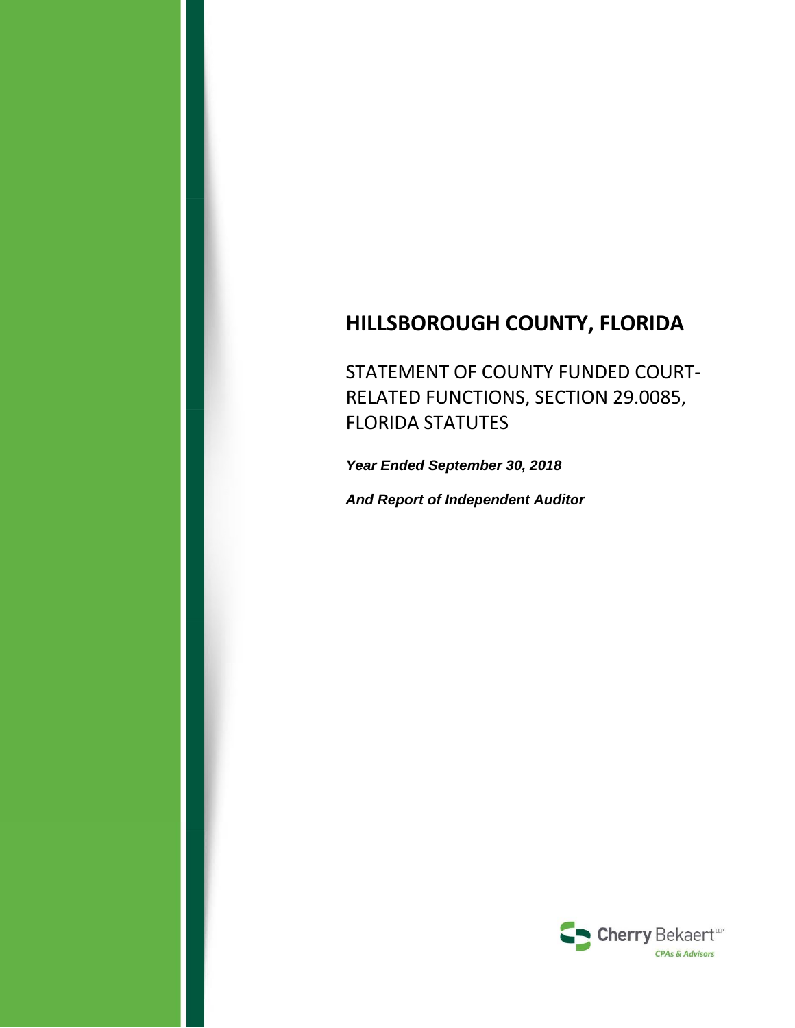# HILLSBOROUGH COUNTY, FLORIDA

STATEMENT OF COUNTY FUNDED COURT-RELATED FUNCTIONS, SECTION 29.0085, FLORIDA STATUTES

***Year Ended September 30, 2018***

***And Report of Independent Auditor***

Cherry Bekaert LLP
CPAs & Advisors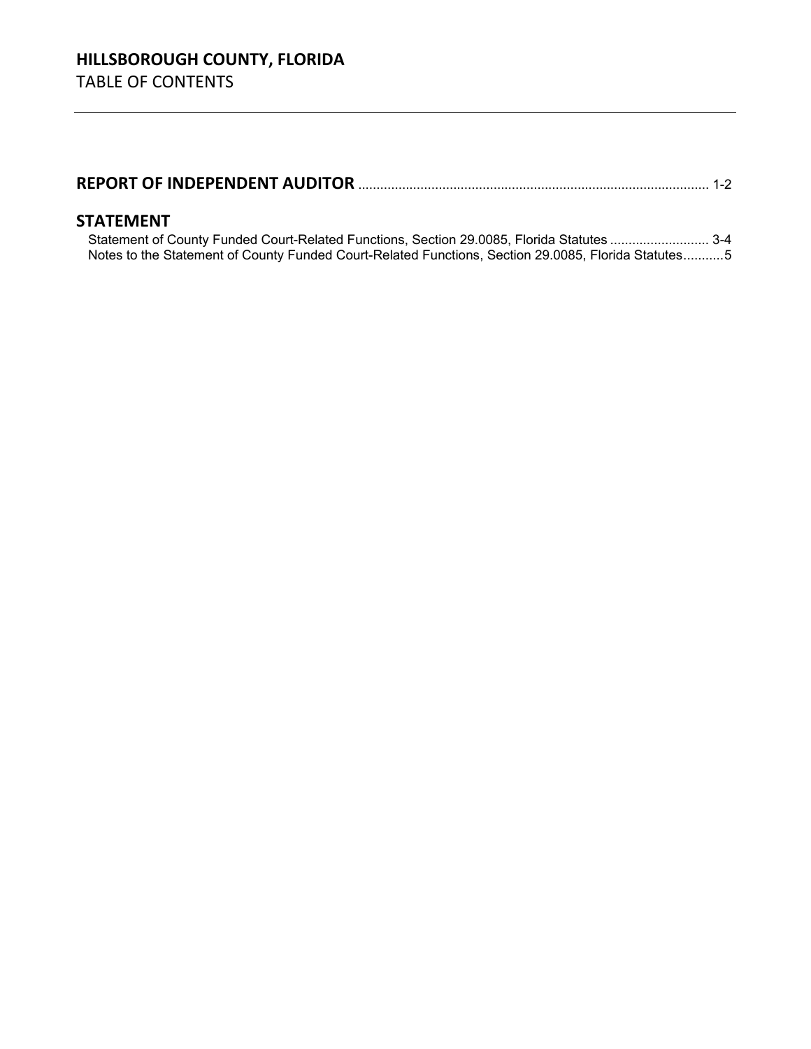# HILLSBOROUGH COUNTY, FLORIDA

TABLE OF CONTENTS

**REPORT OF INDEPENDENT AUDITOR** ............................................................................................... 1-2

## STATEMENT

Statement of County Funded Court-Related Functions, Section 29.0085, Florida Statutes ........................... 3-4

Notes to the Statement of County Funded Court-Related Functions, Section 29.0085, Florida Statutes...........5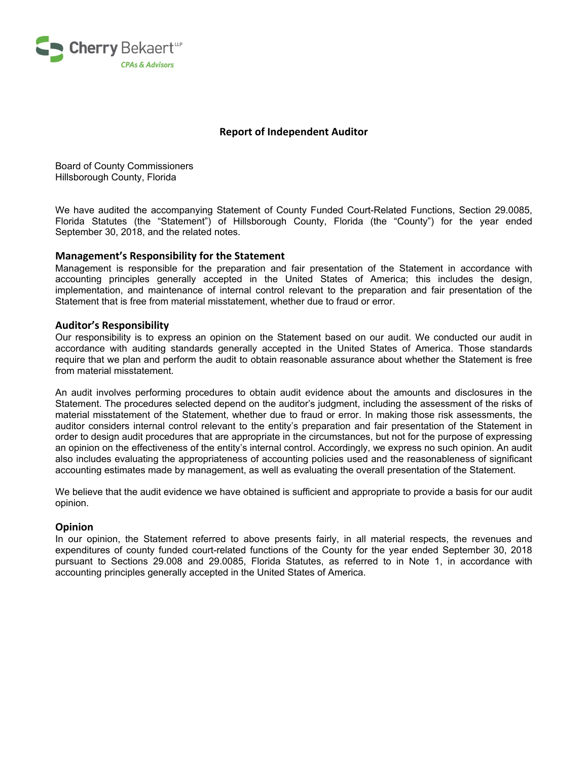Cherry Bekaert LLP
CPAs & Advisors

# Report of Independent Auditor

Board of County Commissioners
Hillsborough County, Florida

We have audited the accompanying Statement of County Funded Court-Related Functions, Section 29.0085, Florida Statutes (the "Statement") of Hillsborough County, Florida (the "County") for the year ended September 30, 2018, and the related notes.

## Management's Responsibility for the Statement

Management is responsible for the preparation and fair presentation of the Statement in accordance with accounting principles generally accepted in the United States of America; this includes the design, implementation, and maintenance of internal control relevant to the preparation and fair presentation of the Statement that is free from material misstatement, whether due to fraud or error.

## Auditor's Responsibility

Our responsibility is to express an opinion on the Statement based on our audit. We conducted our audit in accordance with auditing standards generally accepted in the United States of America. Those standards require that we plan and perform the audit to obtain reasonable assurance about whether the Statement is free from material misstatement.

An audit involves performing procedures to obtain audit evidence about the amounts and disclosures in the Statement. The procedures selected depend on the auditor's judgment, including the assessment of the risks of material misstatement of the Statement, whether due to fraud or error. In making those risk assessments, the auditor considers internal control relevant to the entity's preparation and fair presentation of the Statement in order to design audit procedures that are appropriate in the circumstances, but not for the purpose of expressing an opinion on the effectiveness of the entity's internal control. Accordingly, we express no such opinion. An audit also includes evaluating the appropriateness of accounting policies used and the reasonableness of significant accounting estimates made by management, as well as evaluating the overall presentation of the Statement.

We believe that the audit evidence we have obtained is sufficient and appropriate to provide a basis for our audit opinion.

## Opinion

In our opinion, the Statement referred to above presents fairly, in all material respects, the revenues and expenditures of county funded court-related functions of the County for the year ended September 30, 2018 pursuant to Sections 29.008 and 29.0085, Florida Statutes, as referred to in Note 1, in accordance with accounting principles generally accepted in the United States of America.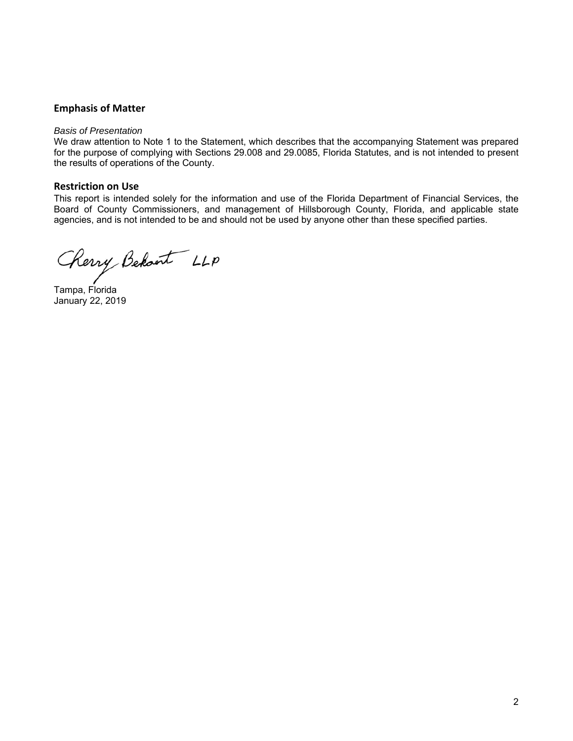## Emphasis of Matter

*Basis of Presentation*

We draw attention to Note 1 to the Statement, which describes that the accompanying Statement was prepared for the purpose of complying with Sections 29.008 and 29.0085, Florida Statutes, and is not intended to present the results of operations of the County.

## Restriction on Use

This report is intended solely for the information and use of the Florida Department of Financial Services, the Board of County Commissioners, and management of Hillsborough County, Florida, and applicable state agencies, and is not intended to be and should not be used by anyone other than these specified parties.

Cherry Bekaert LLP

Tampa, Florida
January 22, 2019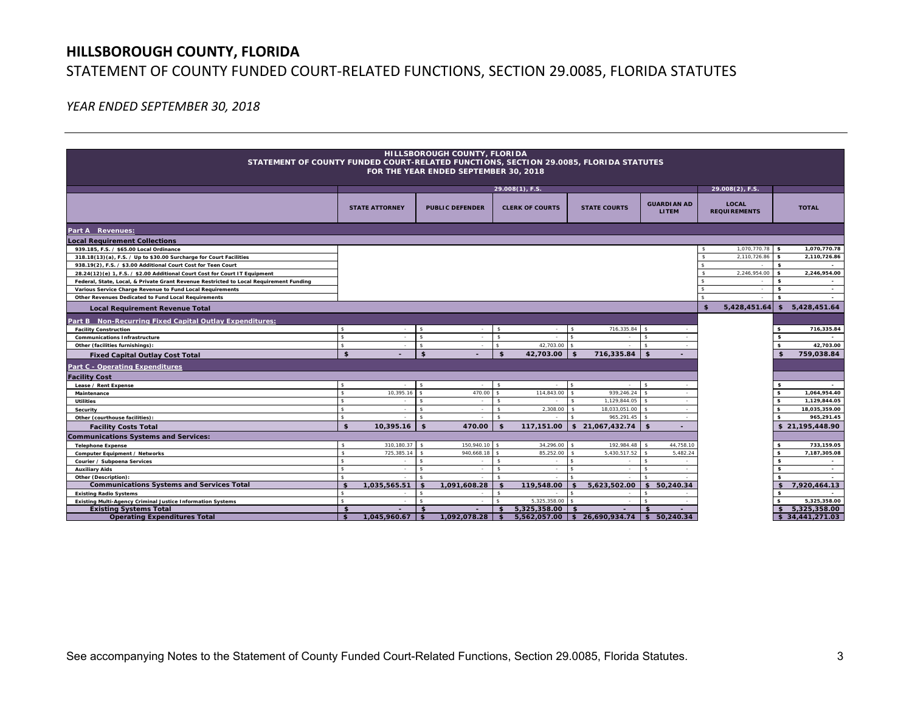# HILLSBOROUGH COUNTY, FLORIDA

## STATEMENT OF COUNTY FUNDED COURT-RELATED FUNCTIONS, SECTION 29.0085, FLORIDA STATUTES

*YEAR ENDED SEPTEMBER 30, 2018*

| HILLSBOROUGH COUNTY, FLORIDA STATEMENT OF COUNTY FUNDED COURT-RELATED FUNCTIONS, SECTION 29.0085, FLORIDA STATUTES FOR THE YEAR ENDED SEPTEMBER 30, 2018 | | | | | | | |
|---|---|---|---|---|---|---|---|
| | 29.008(1), F.S. | | | | | 29.008(2), F.S. | |
| | STATE ATTORNEY | PUBLIC DEFENDER | CLERK OF COURTS | STATE COURTS | GUARDIAN AD LITEM | LOCAL REQUIREMENTS | TOTAL |
| **Part A Revenues:** | | | | | | | |
| **Local Requirement Collections** | | | | | | | |
| 939.185, F.S. / $65.00 Local Ordinance | | | | | | $ 1,070,770.78 | $ 1,070,770.78 |
| 318.18(13)(a), F.S. / Up to $30.00 Surcharge for Court Facilities | | | | | | $ 2,110,726.86 | $ 2,110,726.86 |
| 938.19(2), F.S. / $3.00 Additional Court Cost for Teen Court | | | | | | $ - | $ - |
| 28.24(12)(e) 1, F.S. / $2.00 Additional Court Cost for Court IT Equipment | | | | | | $ 2,246,954.00 | $ 2,246,954.00 |
| Federal, State, Local, & Private Grant Revenue Restricted to Local Requirement Funding | | | | | | $ - | $ - |
| Various Service Charge Revenue to Fund Local Requirements | | | | | | $ - | $ - |
| Other Revenues Dedicated to Fund Local Requirements | | | | | | $ - | $ - |
| **Local Requirement Revenue Total** | | | | | | **$ 5,428,451.64** | **$ 5,428,451.64** |
| **Part B Non-Recurring Fixed Capital Outlay Expenditures:** | | | | | | | |
| Facility Construction | $ - | $ - | $ - | $ 716,335.84 | $ - | | $ 716,335.84 |
| Communications Infrastructure | $ - | $ - | $ - | $ - | $ - | | $ - |
| Other (facilities furnishings): | $ - | $ - | $ 42,703.00 | $ - | $ - | | $ 42,703.00 |
| **Fixed Capital Outlay Cost Total** | **$ -** | **$ -** | **$ 42,703.00** | **$ 716,335.84** | **$ -** | | **$ 759,038.84** |
| **Part C - Operating Expenditures** | | | | | | | |
| **Facility Cost** | | | | | | | |
| Lease / Rent Expense | $ - | $ - | $ - | $ - | $ - | | $ - |
| Maintenance | $ 10,395.16 | $ 470.00 | $ 114,843.00 | $ 939,246.24 | $ - | | $ 1,064,954.40 |
| Utilities | $ - | $ - | $ - | $ 1,129,844.05 | $ - | | $ 1,129,844.05 |
| Security | $ - | $ - | $ 2,308.00 | $ 18,033,051.00 | $ - | | $ 18,035,359.00 |
| Other (courthouse facilities): | $ - | $ - | $ - | $ 965,291.45 | $ - | | $ 965,291.45 |
| **Facility Costs Total** | **$ 10,395.16** | **$ 470.00** | **$ 117,151.00** | **$ 21,067,432.74** | **$ -** | | **$ 21,195,448.90** |
| **Communications Systems and Services:** | | | | | | | |
| Telephone Expense | $ 310,180.37 | $ 150,940.10 | $ 34,296.00 | $ 192,984.48 | $ 44,758.10 | | $ 733,159.05 |
| Computer Equipment / Networks | $ 725,385.14 | $ 940,668.18 | $ 85,252.00 | $ 5,430,517.52 | $ 5,482.24 | | $ 7,187,305.08 |
| Courier / Subpoena Services | $ - | $ - | $ - | $ - | $ - | | $ - |
| Auxiliary Aids | $ - | $ - | $ - | $ - | $ - | | $ - |
| Other (Description): | $ - | $ - | $ - | $ - | $ - | | $ - |
| **Communications Systems and Services Total** | **$ 1,035,565.51** | **$ 1,091,608.28** | **$ 119,548.00** | **$ 5,623,502.00** | **$ 50,240.34** | | **$ 7,920,464.13** |
| Existing Radio Systems | $ - | $ - | $ - | $ - | $ - | | $ - |
| Existing Multi-Agency Criminal Justice Information Systems | $ - | $ - | $ 5,325,358.00 | $ - | $ - | | $ 5,325,358.00 |
| **Existing Systems Total** | **$ -** | **$ -** | **$ 5,325,358.00** | **$ -** | **$ -** | | **$ 5,325,358.00** |
| **Operating Expenditures Total** | **$ 1,045,960.67** | **$ 1,092,078.28** | **$ 5,562,057.00** | **$ 26,690,934.74** | **$ 50,240.34** | | **$ 34,441,271.03** |

See accompanying Notes to the Statement of County Funded Court-Related Functions, Section 29.0085, Florida Statutes.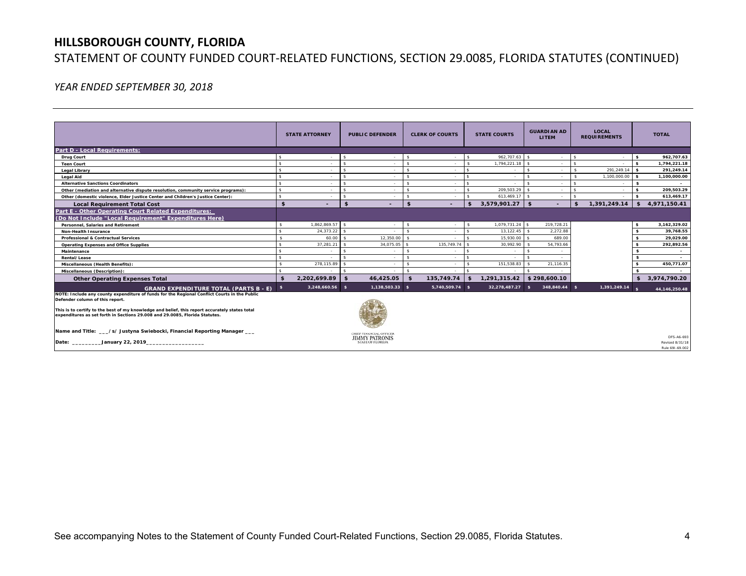# HILLSBOROUGH COUNTY, FLORIDA

## STATEMENT OF COUNTY FUNDED COURT-RELATED FUNCTIONS, SECTION 29.0085, FLORIDA STATUTES (CONTINUED)

*YEAR ENDED SEPTEMBER 30, 2018*

| | STATE ATTORNEY | PUBLIC DEFENDER | CLERK OF COURTS | STATE COURTS | GUARDIAN AD LITEM | LOCAL REQUIREMENTS | TOTAL |
|---|---|---|---|---|---|---|---|
| **Part D - Local Requirements:** | | | | | | | |
| Drug Court | $ - | $ - | $ - | $ 962,707.63 | $ - | $ - | $ 962,707.63 |
| Teen Court | $ - | $ - | $ - | $ 1,794,221.18 | $ - | $ - | $ 1,794,221.18 |
| Legal Library | $ - | $ - | $ - | $ - | $ - | $ 291,249.14 | $ 291,249.14 |
| Legal Aid | $ - | $ - | $ - | $ - | $ - | $ 1,100,000.00 | $ 1,100,000.00 |
| Alternative Sanctions Coordinators | $ - | $ - | $ - | $ - | $ - | $ - | $ - |
| Other (mediation and alternative dispute resolution, community service programs): | $ - | $ - | $ - | $ 209,503.29 | $ - | $ - | $ 209,503.29 |
| Other (domestic violence, Elder Justice Center and Children's Justice Center): | $ - | $ - | $ - | $ 613,469.17 | $ - | $ - | $ 613,469.17 |
| **Local Requirement Total Cost** | **$ -** | **$ -** | **$ -** | **$ 3,579,901.27** | **$ -** | **$ 1,391,249.14** | **$ 4,971,150.41** |
| **Part E - Other Operating Court Related Expenditures: (Do Not Include "Local Requirement" Expenditures Here)** | | | | | | | |
| Personnel, Salaries and Retirement | $ 1,862,869.57 | $ - | $ - | $ 1,079,731.24 | $ 219,728.21 | | $ 3,162,329.02 |
| Non-Health Insurance | $ 24,373.22 | $ - | $ - | $ 13,122.45 | $ 2,272.88 | | $ 39,768.55 |
| Professional & Contractual Services | $ 60.00 | $ 12,350.00 | $ - | $ 15,930.00 | $ 689.00 | | $ 29,029.00 |
| Operating Expenses and Office Supplies | $ 37,281.21 | $ 34,075.05 | $ 135,749.74 | $ 30,992.90 | $ 54,793.66 | | $ 292,892.56 |
| Maintenance | $ - | $ - | $ - | $ - | $ - | | $ - |
| Rental/Lease | $ - | $ - | $ - | $ - | $ - | | $ - |
| Miscellaneous (Health Benefits): | $ 278,115.89 | $ - | $ - | $ 151,538.83 | $ 21,116.35 | | $ 450,771.07 |
| Miscellaneous (Description): | $ - | $ - | $ - | $ - | $ - | | $ - |
| **Other Operating Expenses Total** | **$ 2,202,699.89** | **$ 46,425.05** | **$ 135,749.74** | **$ 1,291,315.42** | **$ 298,600.10** | | **$ 3,974,790.20** |
| **GRAND EXPENDITURE TOTAL (PARTS B - E)** | **$ 3,248,660.56** | **$ 1,138,503.33** | **$ 5,740,509.74** | **$ 32,278,487.27** | **$ 348,840.44** | **$ 1,391,249.14** | **$ 44,146,250.48** |

NOTE: Include any county expenditure of funds for the Regional Conflict Courts in the Public Defender column of this report.

This is to certify to the best of my knowledge and belief, this report accurately states total expenditures as set forth in Sections 29.008 and 29.0085, Florida Statutes.

Name and Title: ___/s/ Justyna Swiebocki, Financial Reporting Manager ___

Date: _________January 22, 2019_________________

CHIEF FINANCIAL OFFICER
JIMMY PATRONIS
STATE OF FLORIDA

DFS-A6-693
Revised 8/31/18
Rule 69I-69.002

See accompanying Notes to the Statement of County Funded Court-Related Functions, Section 29.0085, Florida Statutes.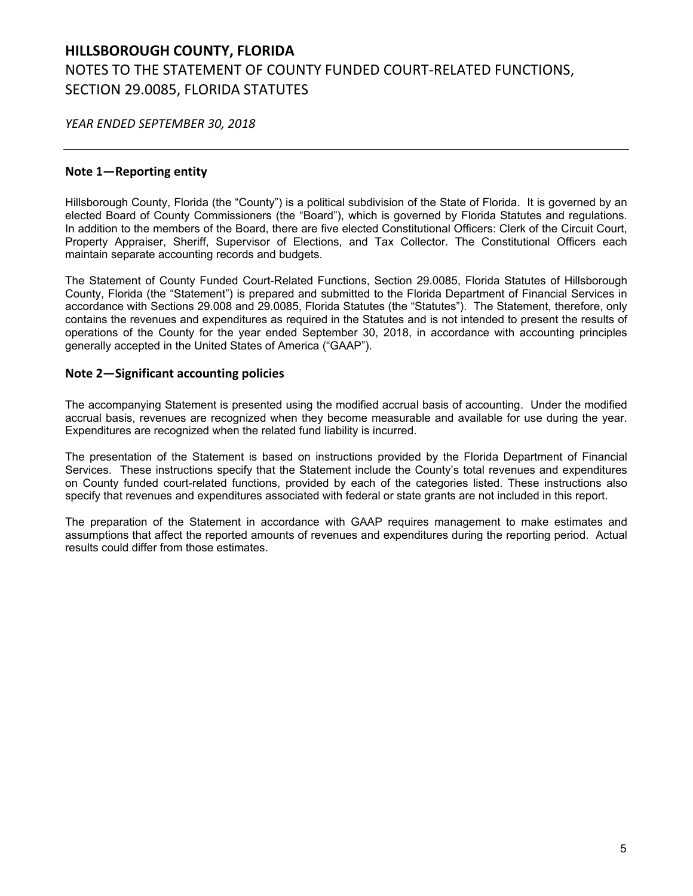# HILLSBOROUGH COUNTY, FLORIDA

## NOTES TO THE STATEMENT OF COUNTY FUNDED COURT-RELATED FUNCTIONS, SECTION 29.0085, FLORIDA STATUTES

*YEAR ENDED SEPTEMBER 30, 2018*

---

### Note 1—Reporting entity

Hillsborough County, Florida (the "County") is a political subdivision of the State of Florida. It is governed by an elected Board of County Commissioners (the "Board"), which is governed by Florida Statutes and regulations. In addition to the members of the Board, there are five elected Constitutional Officers: Clerk of the Circuit Court, Property Appraiser, Sheriff, Supervisor of Elections, and Tax Collector. The Constitutional Officers each maintain separate accounting records and budgets.

The Statement of County Funded Court-Related Functions, Section 29.0085, Florida Statutes of Hillsborough County, Florida (the "Statement") is prepared and submitted to the Florida Department of Financial Services in accordance with Sections 29.008 and 29.0085, Florida Statutes (the "Statutes"). The Statement, therefore, only contains the revenues and expenditures as required in the Statutes and is not intended to present the results of operations of the County for the year ended September 30, 2018, in accordance with accounting principles generally accepted in the United States of America ("GAAP").

### Note 2—Significant accounting policies

The accompanying Statement is presented using the modified accrual basis of accounting. Under the modified accrual basis, revenues are recognized when they become measurable and available for use during the year. Expenditures are recognized when the related fund liability is incurred.

The presentation of the Statement is based on instructions provided by the Florida Department of Financial Services. These instructions specify that the Statement include the County's total revenues and expenditures on County funded court-related functions, provided by each of the categories listed. These instructions also specify that revenues and expenditures associated with federal or state grants are not included in this report.

The preparation of the Statement in accordance with GAAP requires management to make estimates and assumptions that affect the reported amounts of revenues and expenditures during the reporting period. Actual results could differ from those estimates.